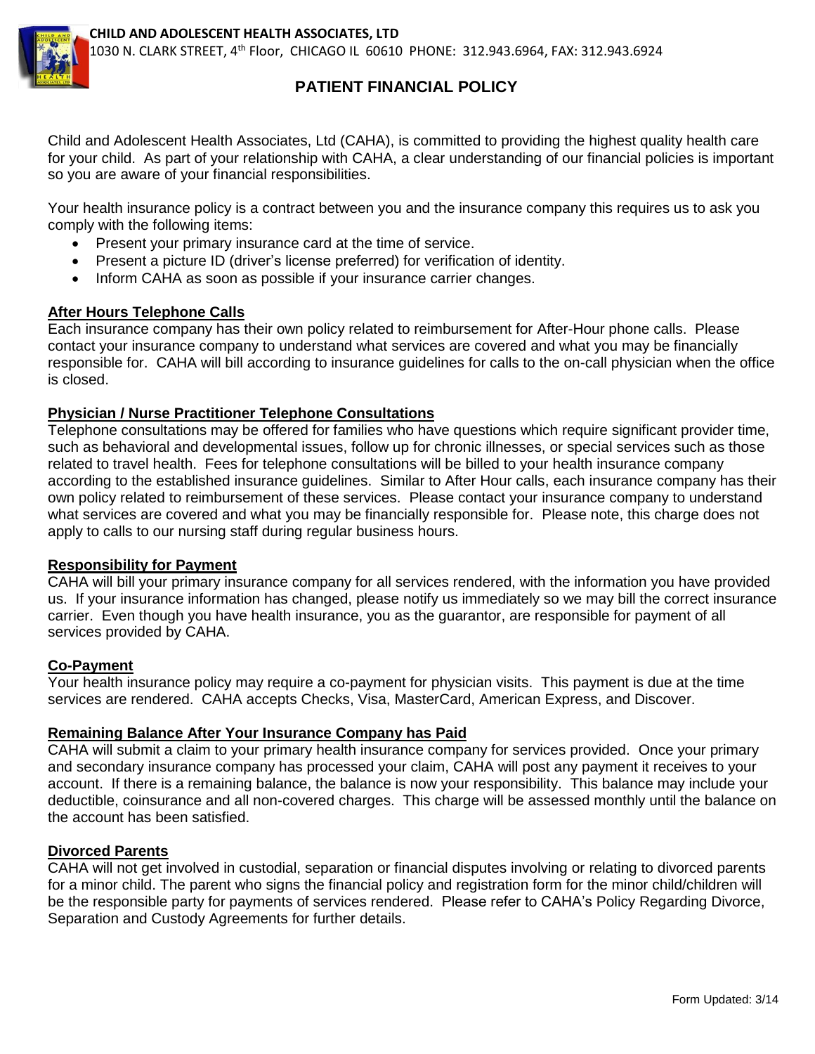**CHILD AND ADOLESCENT HEALTH ASSOCIATES, LTD**
1030 N. CLARK STREET, 4th Floor, CHICAGO IL 60610 PHONE: 312.943.6964, FAX: 312.943.6924

# PATIENT FINANCIAL POLICY

Child and Adolescent Health Associates, Ltd (CAHA), is committed to providing the highest quality health care for your child. As part of your relationship with CAHA, a clear understanding of our financial policies is important so you are aware of your financial responsibilities.

Your health insurance policy is a contract between you and the insurance company this requires us to ask you comply with the following items:

- Present your primary insurance card at the time of service.
- Present a picture ID (driver's license preferred) for verification of identity.
- Inform CAHA as soon as possible if your insurance carrier changes.

## After Hours Telephone Calls

Each insurance company has their own policy related to reimbursement for After-Hour phone calls. Please contact your insurance company to understand what services are covered and what you may be financially responsible for. CAHA will bill according to insurance guidelines for calls to the on-call physician when the office is closed.

## Physician / Nurse Practitioner Telephone Consultations

Telephone consultations may be offered for families who have questions which require significant provider time, such as behavioral and developmental issues, follow up for chronic illnesses, or special services such as those related to travel health. Fees for telephone consultations will be billed to your health insurance company according to the established insurance guidelines. Similar to After Hour calls, each insurance company has their own policy related to reimbursement of these services. Please contact your insurance company to understand what services are covered and what you may be financially responsible for. Please note, this charge does not apply to calls to our nursing staff during regular business hours.

## Responsibility for Payment

CAHA will bill your primary insurance company for all services rendered, with the information you have provided us. If your insurance information has changed, please notify us immediately so we may bill the correct insurance carrier. Even though you have health insurance, you as the guarantor, are responsible for payment of all services provided by CAHA.

## Co-Payment

Your health insurance policy may require a co-payment for physician visits. This payment is due at the time services are rendered. CAHA accepts Checks, Visa, MasterCard, American Express, and Discover.

## Remaining Balance After Your Insurance Company has Paid

CAHA will submit a claim to your primary health insurance company for services provided. Once your primary and secondary insurance company has processed your claim, CAHA will post any payment it receives to your account. If there is a remaining balance, the balance is now your responsibility. This balance may include your deductible, coinsurance and all non-covered charges. This charge will be assessed monthly until the balance on the account has been satisfied.

## Divorced Parents

CAHA will not get involved in custodial, separation or financial disputes involving or relating to divorced parents for a minor child. The parent who signs the financial policy and registration form for the minor child/children will be the responsible party for payments of services rendered. Please refer to CAHA's Policy Regarding Divorce, Separation and Custody Agreements for further details.

Form Updated: 3/14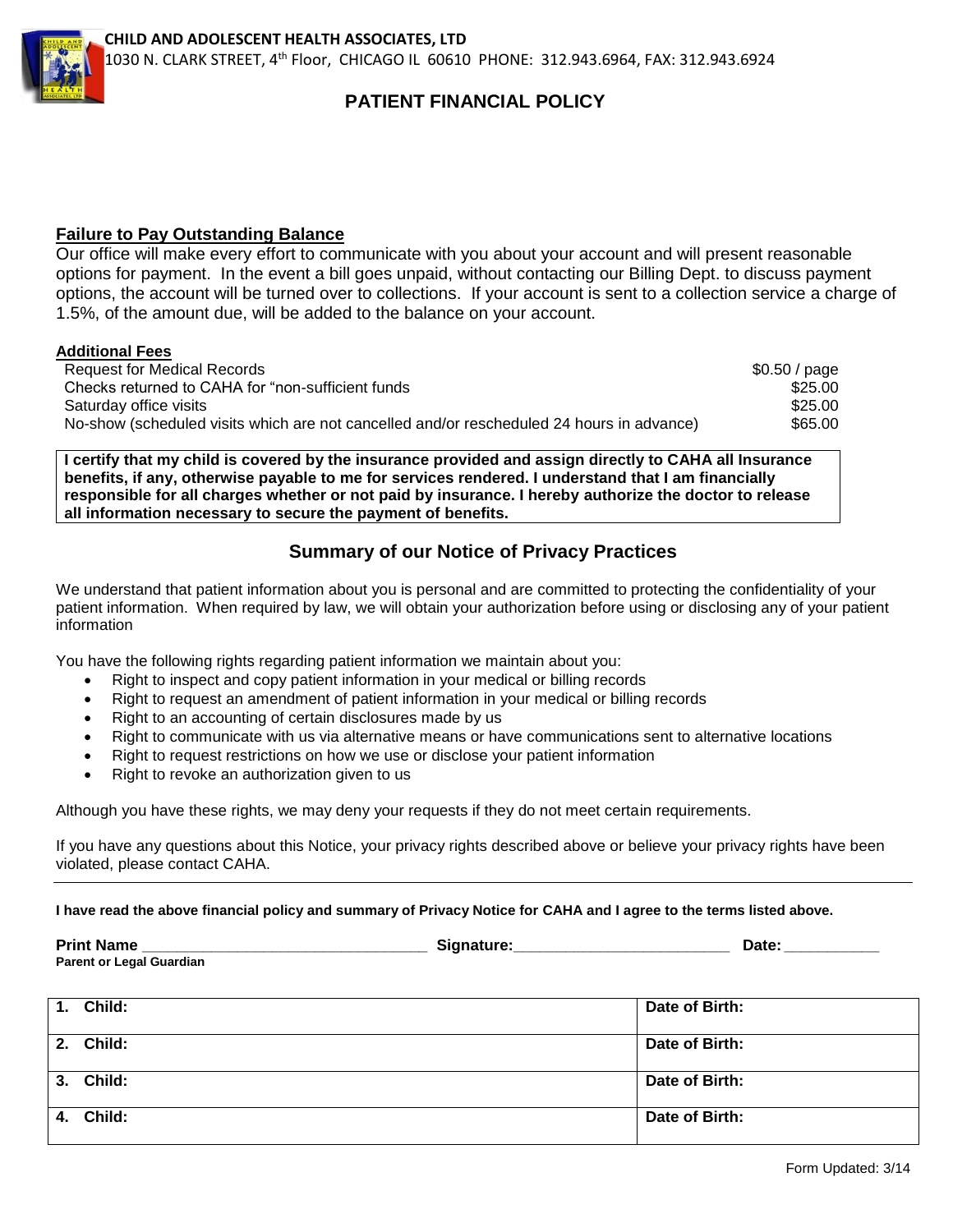**CHILD AND ADOLESCENT HEALTH ASSOCIATES, LTD**
1030 N. CLARK STREET, 4th Floor, CHICAGO IL 60610 PHONE: 312.943.6964, FAX: 312.943.6924

# PATIENT FINANCIAL POLICY

**Failure to Pay Outstanding Balance**

Our office will make every effort to communicate with you about your account and will present reasonable options for payment. In the event a bill goes unpaid, without contacting our Billing Dept. to discuss payment options, the account will be turned over to collections. If your account is sent to a collection service a charge of 1.5%, of the amount due, will be added to the balance on your account.

**Additional Fees**

| | |
|---|---|
| Request for Medical Records | $0.50 / page |
| Checks returned to CAHA for "non-sufficient funds | $25.00 |
| Saturday office visits | $25.00 |
| No-show (scheduled visits which are not cancelled and/or rescheduled 24 hours in advance) | $65.00 |

**I certify that my child is covered by the insurance provided and assign directly to CAHA all Insurance benefits, if any, otherwise payable to me for services rendered. I understand that I am financially responsible for all charges whether or not paid by insurance. I hereby authorize the doctor to release all information necessary to secure the payment of benefits.**

## Summary of our Notice of Privacy Practices

We understand that patient information about you is personal and are committed to protecting the confidentiality of your patient information. When required by law, we will obtain your authorization before using or disclosing any of your patient information

You have the following rights regarding patient information we maintain about you:

- Right to inspect and copy patient information in your medical or billing records
- Right to request an amendment of patient information in your medical or billing records
- Right to an accounting of certain disclosures made by us
- Right to communicate with us via alternative means or have communications sent to alternative locations
- Right to request restrictions on how we use or disclose your patient information
- Right to revoke an authorization given to us

Although you have these rights, we may deny your requests if they do not meet certain requirements.

If you have any questions about this Notice, your privacy rights described above or believe your privacy rights have been violated, please contact CAHA.

**I have read the above financial policy and summary of Privacy Notice for CAHA and I agree to the terms listed above.**

**Print Name** ________________________________ **Signature:**________________________ **Date:** __________
**Parent or Legal Guardian**

| | |
|---|---|
| **1. Child:** | **Date of Birth:** |
| **2. Child:** | **Date of Birth:** |
| **3. Child:** | **Date of Birth:** |
| **4. Child:** | **Date of Birth:** |

Form Updated: 3/14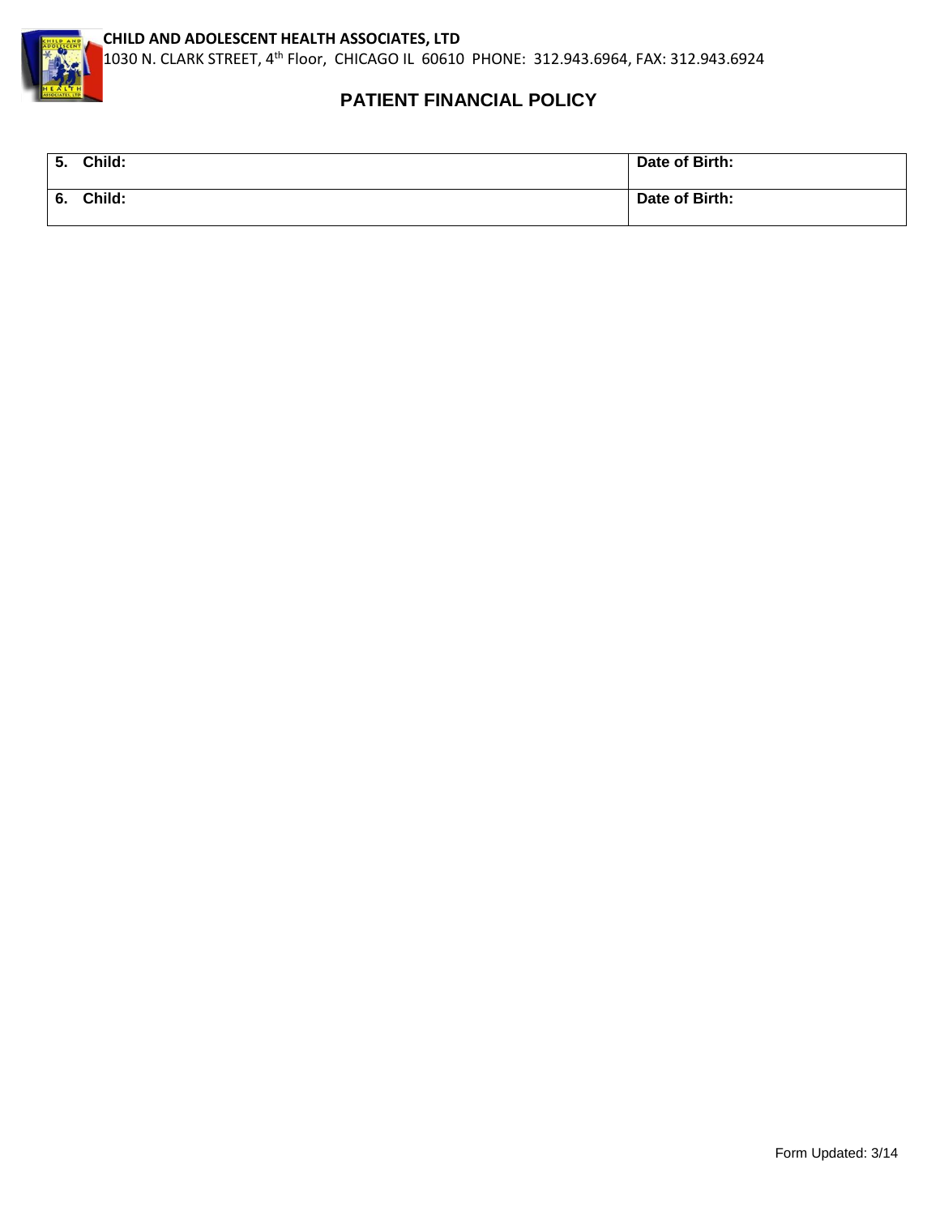**CHILD AND ADOLESCENT HEALTH ASSOCIATES, LTD**
1030 N. CLARK STREET, 4th Floor, CHICAGO IL 60610 PHONE: 312.943.6964, FAX: 312.943.6924

## PATIENT FINANCIAL POLICY

| | |
|---|---|
| **5. Child:** | **Date of Birth:** |
| **6. Child:** | **Date of Birth:** |

Form Updated: 3/14